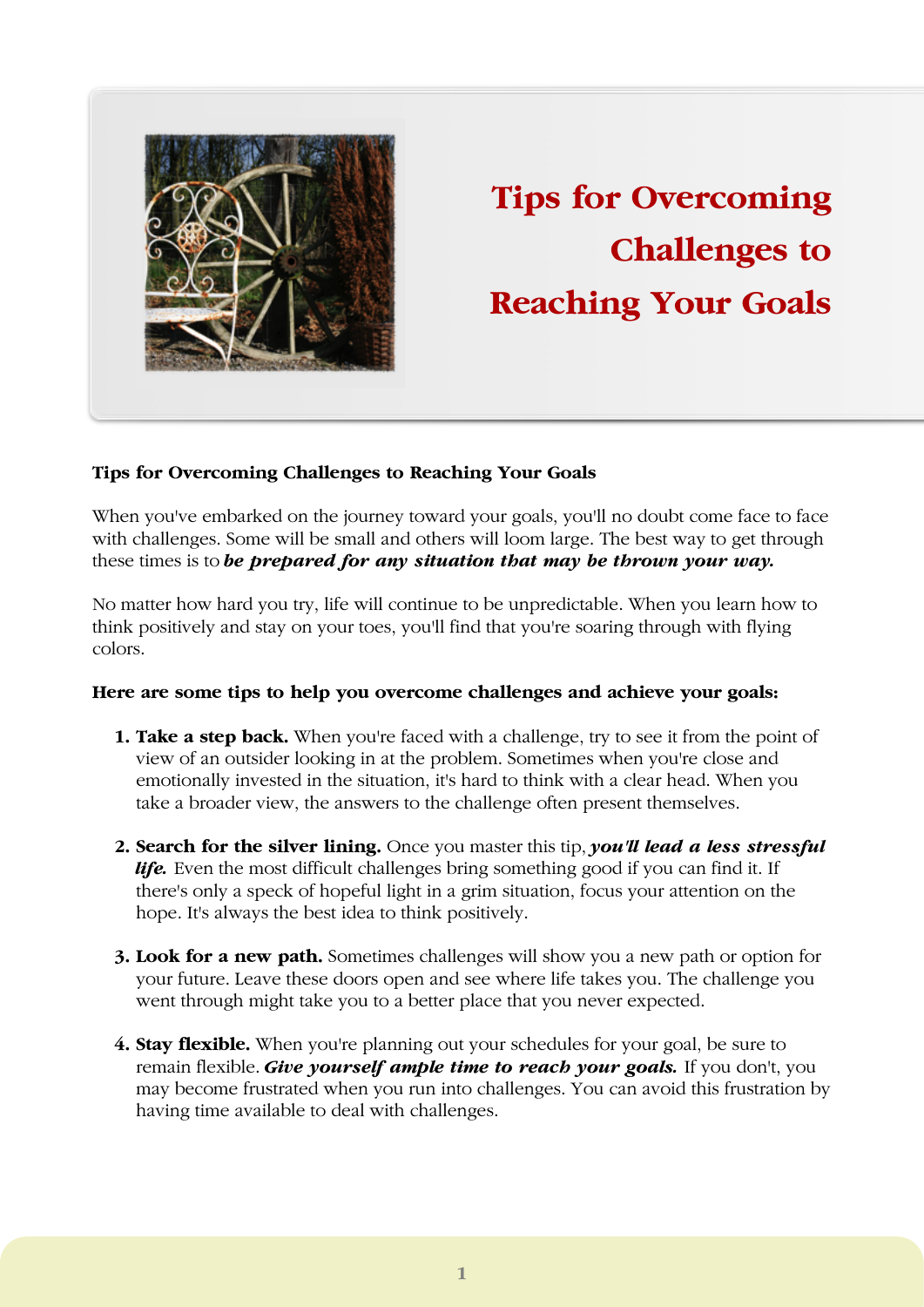# Tips for Overcoming Challenges to Reaching Your Goals

**Tips for Overcoming Challenges to Reaching Your Goals**

When you've embarked on the journey toward your goals, you'll no doubt come face to face with challenges. Some will be small and others will loom large. The best way to get through these times is to ***be prepared for any situation that may be thrown your way.***

No matter how hard you try, life will continue to be unpredictable. When you learn how to think positively and stay on your toes, you'll find that you're soaring through with flying colors.

**Here are some tips to help you overcome challenges and achieve your goals:**

1. **Take a step back.** When you're faced with a challenge, try to see it from the point of view of an outsider looking in at the problem. Sometimes when you're close and emotionally invested in the situation, it's hard to think with a clear head. When you take a broader view, the answers to the challenge often present themselves.

2. **Search for the silver lining.** Once you master this tip, ***you'll lead a less stressful life.*** Even the most difficult challenges bring something good if you can find it. If there's only a speck of hopeful light in a grim situation, focus your attention on the hope. It's always the best idea to think positively.

3. **Look for a new path.** Sometimes challenges will show you a new path or option for your future. Leave these doors open and see where life takes you. The challenge you went through might take you to a better place that you never expected.

4. **Stay flexible.** When you're planning out your schedules for your goal, be sure to remain flexible. ***Give yourself ample time to reach your goals.*** If you don't, you may become frustrated when you run into challenges. You can avoid this frustration by having time available to deal with challenges.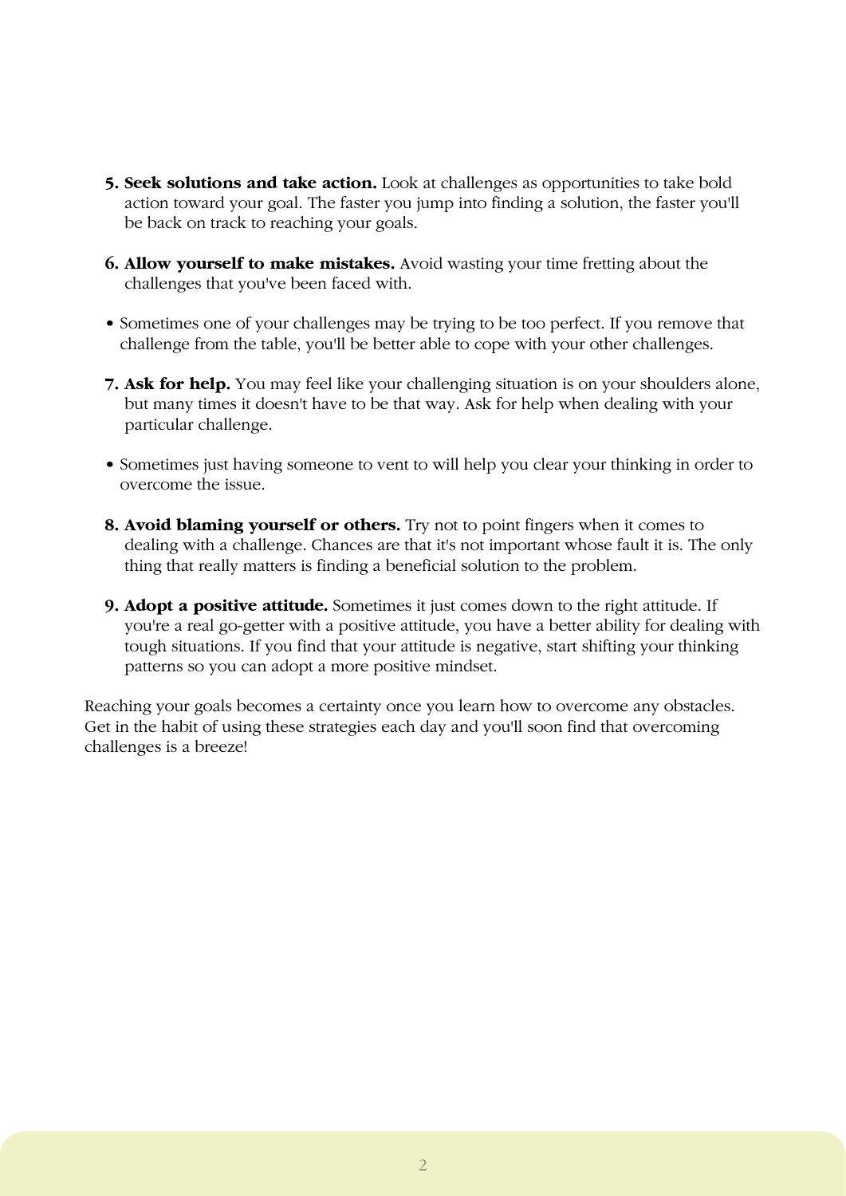5. **Seek solutions and take action.** Look at challenges as opportunities to take bold action toward your goal. The faster you jump into finding a solution, the faster you'll be back on track to reaching your goals.

6. **Allow yourself to make mistakes.** Avoid wasting your time fretting about the challenges that you've been faced with.

- Sometimes one of your challenges may be trying to be too perfect. If you remove that challenge from the table, you'll be better able to cope with your other challenges.

7. **Ask for help.** You may feel like your challenging situation is on your shoulders alone, but many times it doesn't have to be that way. Ask for help when dealing with your particular challenge.

- Sometimes just having someone to vent to will help you clear your thinking in order to overcome the issue.

8. **Avoid blaming yourself or others.** Try not to point fingers when it comes to dealing with a challenge. Chances are that it's not important whose fault it is. The only thing that really matters is finding a beneficial solution to the problem.

9. **Adopt a positive attitude.** Sometimes it just comes down to the right attitude. If you're a real go-getter with a positive attitude, you have a better ability for dealing with tough situations. If you find that your attitude is negative, start shifting your thinking patterns so you can adopt a more positive mindset.

Reaching your goals becomes a certainty once you learn how to overcome any obstacles. Get in the habit of using these strategies each day and you'll soon find that overcoming challenges is a breeze!